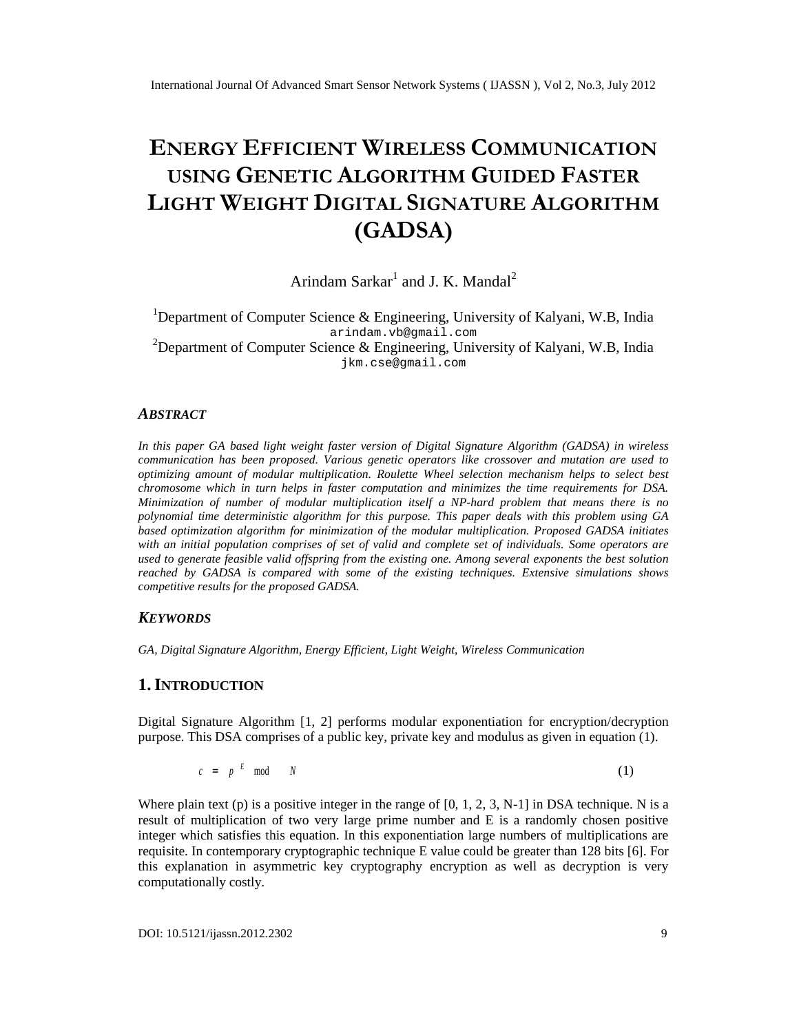# ENERGY EFFICIENT WIRELESS COMMUNICATION USING GENETIC ALGORITHM GUIDED FASTER LIGHT WEIGHT DIGITAL SIGNATURE ALGORITHM (GADSA)

Arindam Sarkar[1] and J. K. Mandal[2]

[1]Department of Computer Science & Engineering, University of Kalyani, W.B, India
arindam.vb@gmail.com
[2]Department of Computer Science & Engineering, University of Kalyani, W.B, India
jkm.cse@gmail.com

### *ABSTRACT*

*In this paper GA based light weight faster version of Digital Signature Algorithm (GADSA) in wireless communication has been proposed. Various genetic operators like crossover and mutation are used to optimizing amount of modular multiplication. Roulette Wheel selection mechanism helps to select best chromosome which in turn helps in faster computation and minimizes the time requirements for DSA. Minimization of number of modular multiplication itself a NP-hard problem that means there is no polynomial time deterministic algorithm for this purpose. This paper deals with this problem using GA based optimization algorithm for minimization of the modular multiplication. Proposed GADSA initiates with an initial population comprises of set of valid and complete set of individuals. Some operators are used to generate feasible valid offspring from the existing one. Among several exponents the best solution reached by GADSA is compared with some of the existing techniques. Extensive simulations shows competitive results for the proposed GADSA.*

### *KEYWORDS*

*GA, Digital Signature Algorithm, Energy Efficient, Light Weight, Wireless Communication*

## 1. INTRODUCTION

Digital Signature Algorithm [1, 2] performs modular exponentiation for encryption/decryption purpose. This DSA comprises of a public key, private key and modulus as given in equation (1).

$$c = p^{E} \bmod N \tag{1}$$

Where plain text (p) is a positive integer in the range of [0, 1, 2, 3, N-1] in DSA technique. N is a result of multiplication of two very large prime number and E is a randomly chosen positive integer which satisfies this equation. In this exponentiation large numbers of multiplications are requisite. In contemporary cryptographic technique E value could be greater than 128 bits [6]. For this explanation in asymmetric key cryptography encryption as well as decryption is very computationally costly.

DOI: 10.5121/ijassn.2012.2302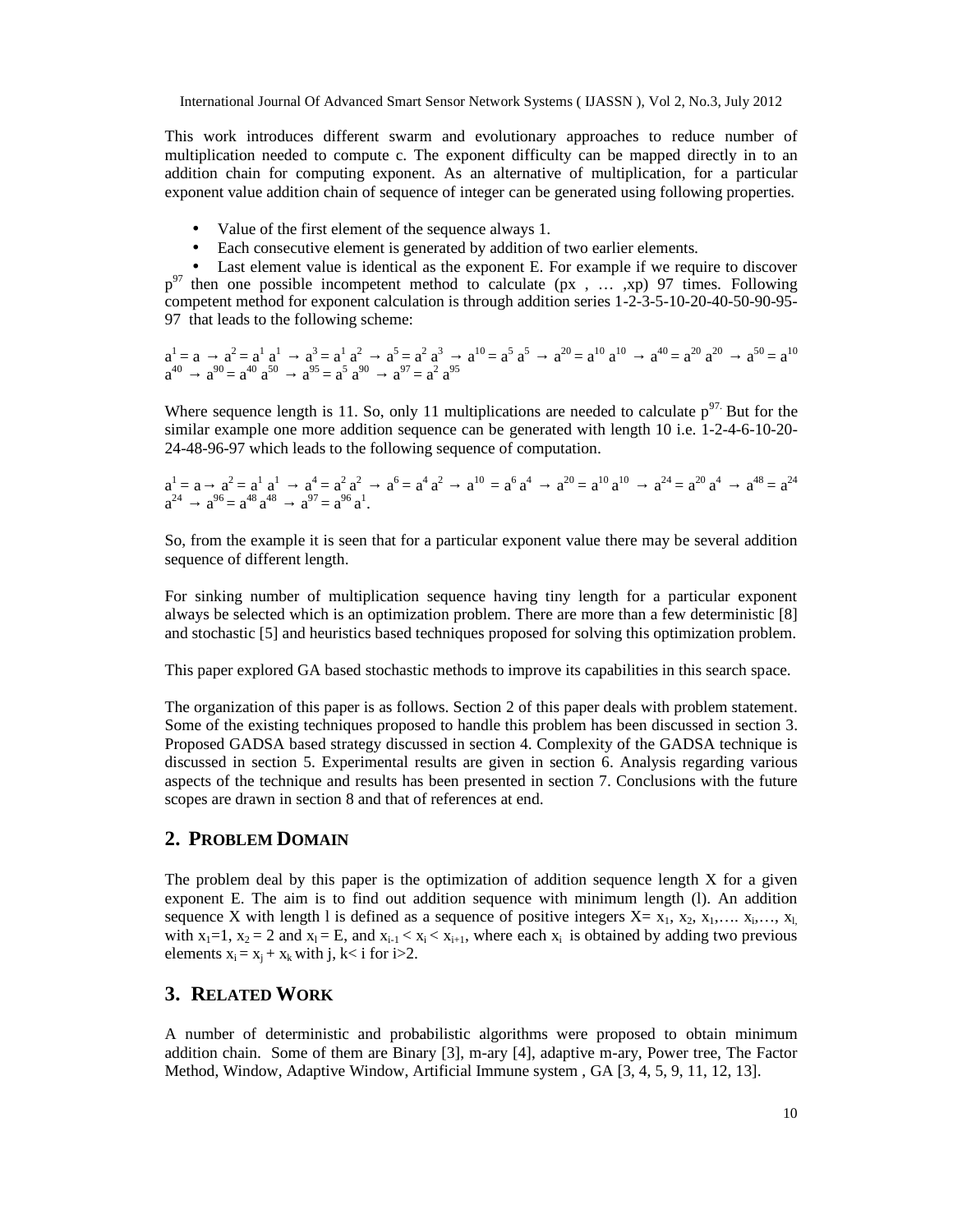This work introduces different swarm and evolutionary approaches to reduce number of multiplication needed to compute c. The exponent difficulty can be mapped directly in to an addition chain for computing exponent. As an alternative of multiplication, for a particular exponent value addition chain of sequence of integer can be generated using following properties.

- Value of the first element of the sequence always 1.
- Each consecutive element is generated by addition of two earlier elements.
- Last element value is identical as the exponent E. For example if we require to discover $p^{97}$ then one possible incompetent method to calculate (px , … ,xp) 97 times. Following competent method for exponent calculation is through addition series 1-2-3-5-10-20-40-50-90-95-97 that leads to the following scheme:

$a^1 = a \rightarrow a^2 = a^1 a^1 \rightarrow a^3 = a^1 a^2 \rightarrow a^5 = a^2 a^3 \rightarrow a^{10} = a^5 a^5 \rightarrow a^{20} = a^{10} a^{10} \rightarrow a^{40} = a^{20} a^{20} \rightarrow a^{50} = a^{10} a^{40} \rightarrow a^{90} = a^{40} a^{50} \rightarrow a^{95} = a^5 a^{90} \rightarrow a^{97} = a^2 a^{95}$

Where sequence length is 11. So, only 11 multiplications are needed to calculate $p^{97.}$ But for the similar example one more addition sequence can be generated with length 10 i.e. 1-2-4-6-10-20-24-48-96-97 which leads to the following sequence of computation.

$a^1 = a \rightarrow a^2 = a^1 a^1 \rightarrow a^4 = a^2 a^2 \rightarrow a^6 = a^4 a^2 \rightarrow a^{10} = a^6 a^4 \rightarrow a^{20} = a^{10} a^{10} \rightarrow a^{24} = a^{20} a^4 \rightarrow a^{48} = a^{24} a^{24} \rightarrow a^{96} = a^{48} a^{48} \rightarrow a^{97} = a^{96} a^1$.

So, from the example it is seen that for a particular exponent value there may be several addition sequence of different length.

For sinking number of multiplication sequence having tiny length for a particular exponent always be selected which is an optimization problem. There are more than a few deterministic [8] and stochastic [5] and heuristics based techniques proposed for solving this optimization problem.

This paper explored GA based stochastic methods to improve its capabilities in this search space.

The organization of this paper is as follows. Section 2 of this paper deals with problem statement. Some of the existing techniques proposed to handle this problem has been discussed in section 3. Proposed GADSA based strategy discussed in section 4. Complexity of the GADSA technique is discussed in section 5. Experimental results are given in section 6. Analysis regarding various aspects of the technique and results has been presented in section 7. Conclusions with the future scopes are drawn in section 8 and that of references at end.

## 2. PROBLEM DOMAIN

The problem deal by this paper is the optimization of addition sequence length X for a given exponent E. The aim is to find out addition sequence with minimum length (l). An addition sequence X with length l is defined as a sequence of positive integers $X= x_1, x_2, x_1,…. x_i,…, x_l,$ with $x_1=1$, $x_2 = 2$ and $x_l = E$, and $x_{i-1} < x_i < x_{i+1}$, where each $x_i$ is obtained by adding two previous elements $x_i = x_j + x_k$ with j, k< i for i>2.

## 3. RELATED WORK

A number of deterministic and probabilistic algorithms were proposed to obtain minimum addition chain. Some of them are Binary [3], m-ary [4], adaptive m-ary, Power tree, The Factor Method, Window, Adaptive Window, Artificial Immune system , GA [3, 4, 5, 9, 11, 12, 13].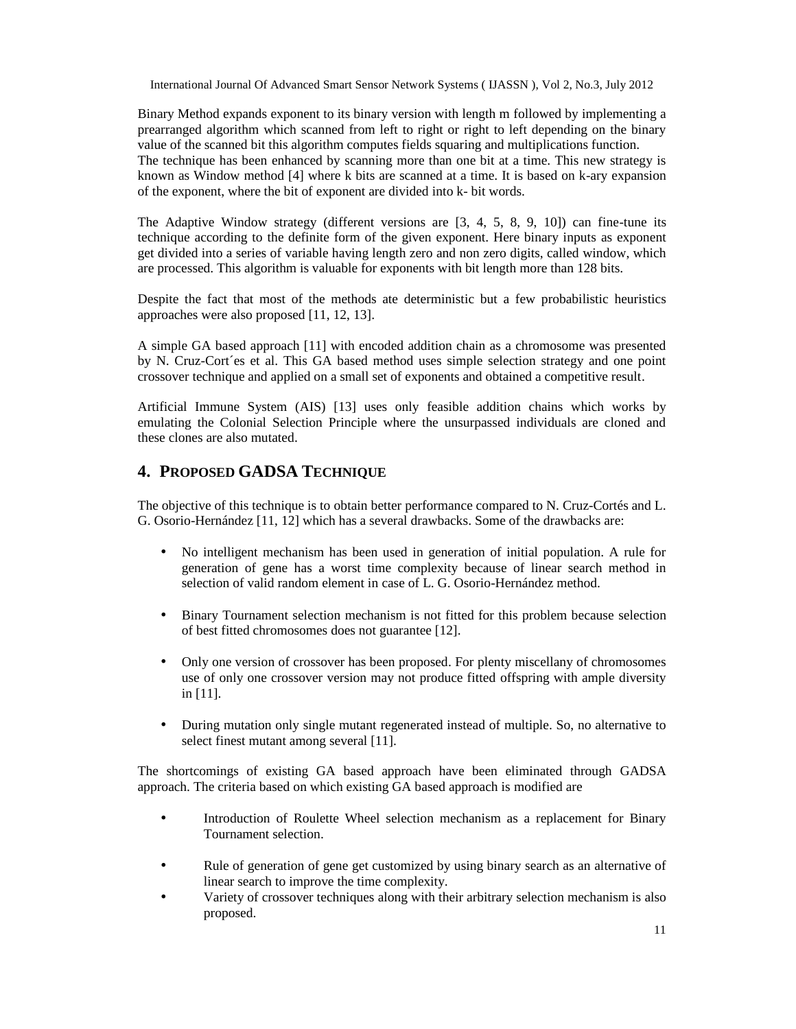Binary Method expands exponent to its binary version with length m followed by implementing a prearranged algorithm which scanned from left to right or right to left depending on the binary value of the scanned bit this algorithm computes fields squaring and multiplications function.
The technique has been enhanced by scanning more than one bit at a time. This new strategy is known as Window method [4] where k bits are scanned at a time. It is based on k-ary expansion of the exponent, where the bit of exponent are divided into k- bit words.

The Adaptive Window strategy (different versions are [3, 4, 5, 8, 9, 10]) can fine-tune its technique according to the definite form of the given exponent. Here binary inputs as exponent get divided into a series of variable having length zero and non zero digits, called window, which are processed. This algorithm is valuable for exponents with bit length more than 128 bits.

Despite the fact that most of the methods ate deterministic but a few probabilistic heuristics approaches were also proposed [11, 12, 13].

A simple GA based approach [11] with encoded addition chain as a chromosome was presented by N. Cruz-Cort´es et al. This GA based method uses simple selection strategy and one point crossover technique and applied on a small set of exponents and obtained a competitive result.

Artificial Immune System (AIS) [13] uses only feasible addition chains which works by emulating the Colonial Selection Principle where the unsurpassed individuals are cloned and these clones are also mutated.

## 4. PROPOSED GADSA TECHNIQUE

The objective of this technique is to obtain better performance compared to N. Cruz-Cortés and L. G. Osorio-Hernández [11, 12] which has a several drawbacks. Some of the drawbacks are:

- No intelligent mechanism has been used in generation of initial population. A rule for generation of gene has a worst time complexity because of linear search method in selection of valid random element in case of L. G. Osorio-Hernández method.
- Binary Tournament selection mechanism is not fitted for this problem because selection of best fitted chromosomes does not guarantee [12].
- Only one version of crossover has been proposed. For plenty miscellany of chromosomes use of only one crossover version may not produce fitted offspring with ample diversity in [11].
- During mutation only single mutant regenerated instead of multiple. So, no alternative to select finest mutant among several [11].

The shortcomings of existing GA based approach have been eliminated through GADSA approach. The criteria based on which existing GA based approach is modified are

- Introduction of Roulette Wheel selection mechanism as a replacement for Binary Tournament selection.
- Rule of generation of gene get customized by using binary search as an alternative of linear search to improve the time complexity.
- Variety of crossover techniques along with their arbitrary selection mechanism is also proposed.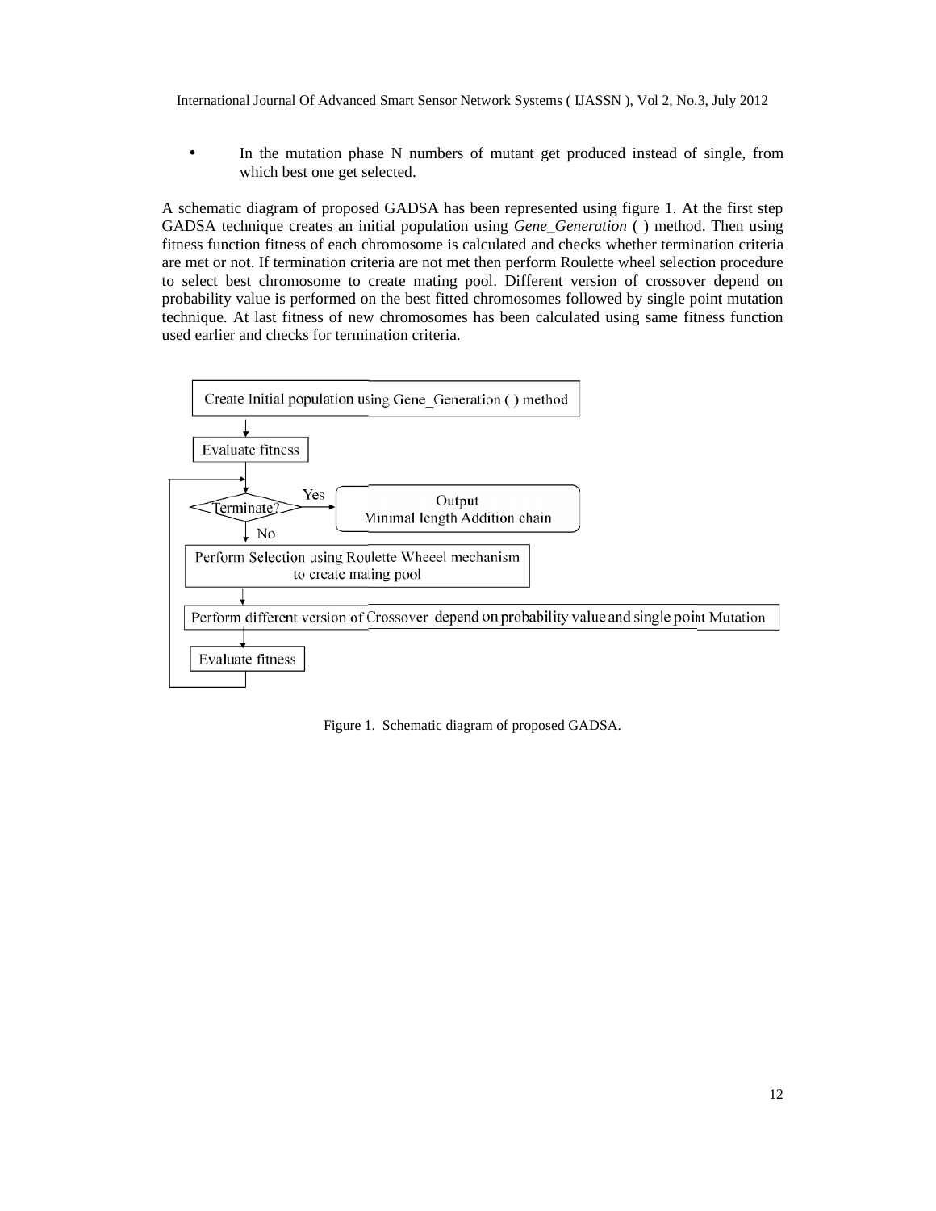- In the mutation phase N numbers of mutant get produced instead of single, from which best one get selected.

A schematic diagram of proposed GADSA has been represented using figure 1. At the first step GADSA technique creates an initial population using *Gene_Generation* ( ) method. Then using fitness function fitness of each chromosome is calculated and checks whether termination criteria are met or not. If termination criteria are not met then perform Roulette wheel selection procedure to select best chromosome to create mating pool. Different version of crossover depend on probability value is performed on the best fitted chromosomes followed by single point mutation technique. At last fitness of new chromosomes has been calculated using same fitness function used earlier and checks for termination criteria.

Create Initial population using Gene_Generation ( ) method

Evaluate fitness

Terminate? — Yes → Output Minimal length Addition chain

No

Perform Selection using Roulette Wheeel mechanism to create mating pool

Perform different version of Crossover depend on probability value and single point Mutation

Evaluate fitness

Figure 1. Schematic diagram of proposed GADSA.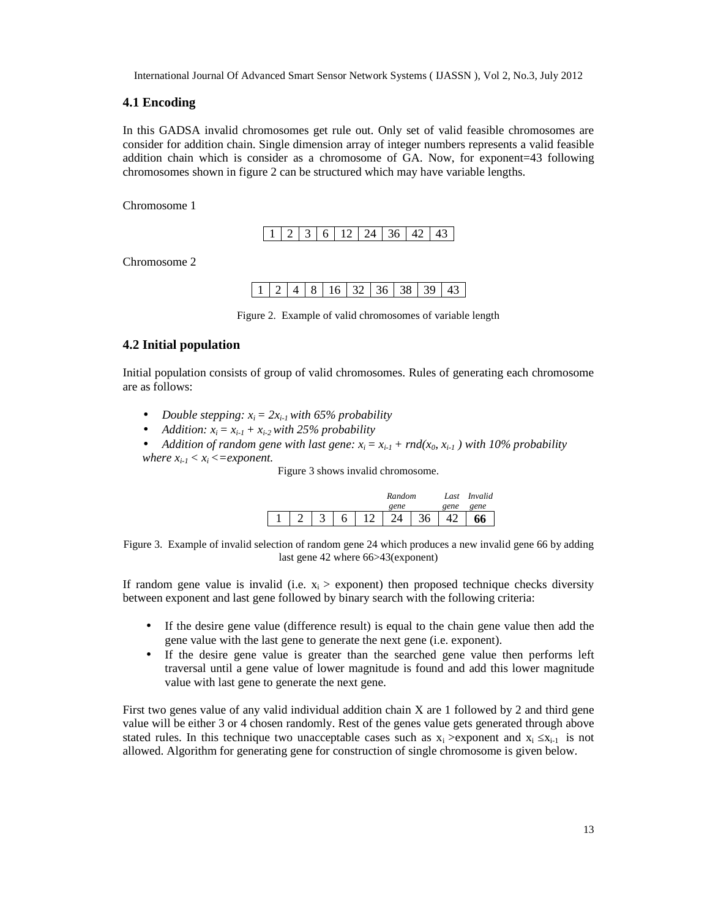### 4.1 Encoding

In this GADSA invalid chromosomes get rule out. Only set of valid feasible chromosomes are consider for addition chain. Single dimension array of integer numbers represents a valid feasible addition chain which is consider as a chromosome of GA. Now, for exponent=43 following chromosomes shown in figure 2 can be structured which may have variable lengths.

Chromosome 1

| 1 | 2 | 3 | 6 | 12 | 24 | 36 | 42 | 43 |
|---|---|---|---|---|---|---|---|---|

Chromosome 2

| 1 | 2 | 4 | 8 | 16 | 32 | 36 | 38 | 39 | 43 |
|---|---|---|---|---|---|---|---|---|---|

Figure 2. Example of valid chromosomes of variable length

### 4.2 Initial population

Initial population consists of group of valid chromosomes. Rules of generating each chromosome are as follows:

- *Double stepping: $x_i = 2x_{i-1}$ with 65% probability*
- *Addition: $x_i = x_{i-1} + x_{i-2}$ with 25% probability*
- *Addition of random gene with last gene: $x_i = x_{i-1} + rnd(x_0, x_{i-1})$ with 10% probability where $x_{i-1} < x_i <=$exponent.*

Figure 3 shows invalid chromosome.

| | | | | | *Random gene* | | *Last gene* | *Invalid gene* |
|---|---|---|---|---|---|---|---|---|
| 1 | 2 | 3 | 6 | 12 | 24 | 36 | 42 | **66** |

Figure 3. Example of invalid selection of random gene 24 which produces a new invalid gene 66 by adding last gene 42 where 66>43(exponent)

If random gene value is invalid (i.e. $x_i >$ exponent) then proposed technique checks diversity between exponent and last gene followed by binary search with the following criteria:

- If the desire gene value (difference result) is equal to the chain gene value then add the gene value with the last gene to generate the next gene (i.e. exponent).
- If the desire gene value is greater than the searched gene value then performs left traversal until a gene value of lower magnitude is found and add this lower magnitude value with last gene to generate the next gene.

First two genes value of any valid individual addition chain X are 1 followed by 2 and third gene value will be either 3 or 4 chosen randomly. Rest of the genes value gets generated through above stated rules. In this technique two unacceptable cases such as $x_i >$exponent and $x_i \leq x_{i-1}$ is not allowed. Algorithm for generating gene for construction of single chromosome is given below.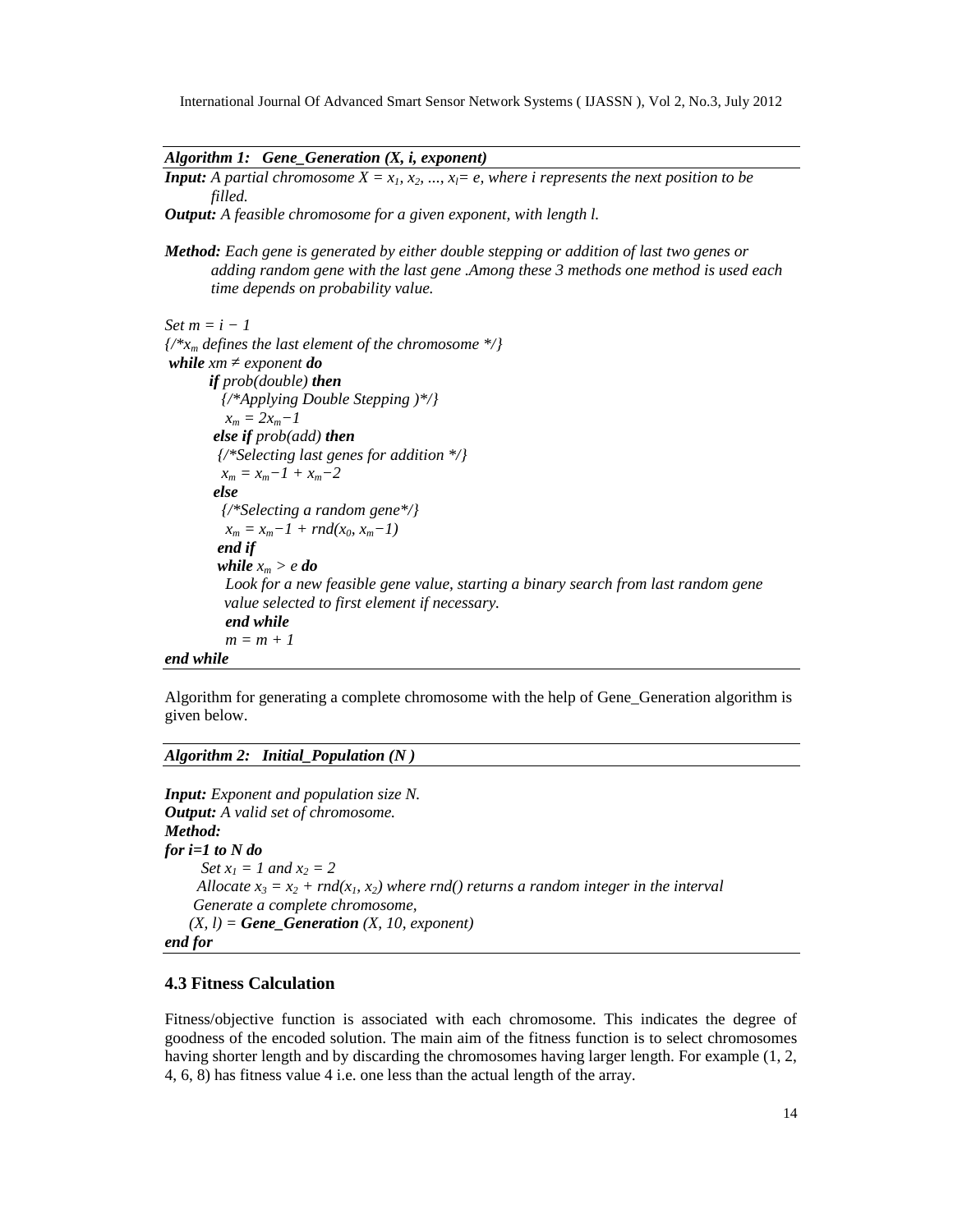***Algorithm 1: Gene_Generation (X, i, exponent)***

***Input:*** *A partial chromosome $X = x_1, x_2, ..., x_l = e$, where i represents the next position to be filled.*

***Output:*** *A feasible chromosome for a given exponent, with length l.*

***Method:*** *Each gene is generated by either double stepping or addition of last two genes or adding random gene with the last gene .Among these 3 methods one method is used each time depends on probability value.*

```
Set m = i − 1
{/*x_m defines the last element of the chromosome */}
while xm ≠ exponent do
    if prob(double) then
        {/*Applying Double Stepping )*/}
        x_m = 2x_m−1
    else if prob(add) then
        {/*Selecting last genes for addition */}
        x_m = x_m−1 + x_m−2
    else
        {/*Selecting a random gene*/}
        x_m = x_m−1 + rnd(x_0, x_m−1)
    end if
    while x_m > e do
        Look for a new feasible gene value, starting a binary search from last random gene
        value selected to first element if necessary.
    end while
    m = m + 1
end while
```

Algorithm for generating a complete chromosome with the help of Gene_Generation algorithm is given below.

***Algorithm 2: Initial_Population (N )***

***Input:*** *Exponent and population size N.*

***Output:*** *A valid set of chromosome.*

***Method:***

```
for i=1 to N do
    Set x_1 = 1 and x_2 = 2
    Allocate x_3 = x_2 + rnd(x_1, x_2) where rnd() returns a random integer in the interval
    Generate a complete chromosome,
    (X, l) = Gene_Generation (X, 10, exponent)
end for
```

### 4.3 Fitness Calculation

Fitness/objective function is associated with each chromosome. This indicates the degree of goodness of the encoded solution. The main aim of the fitness function is to select chromosomes having shorter length and by discarding the chromosomes having larger length. For example (1, 2, 4, 6, 8) has fitness value 4 i.e. one less than the actual length of the array.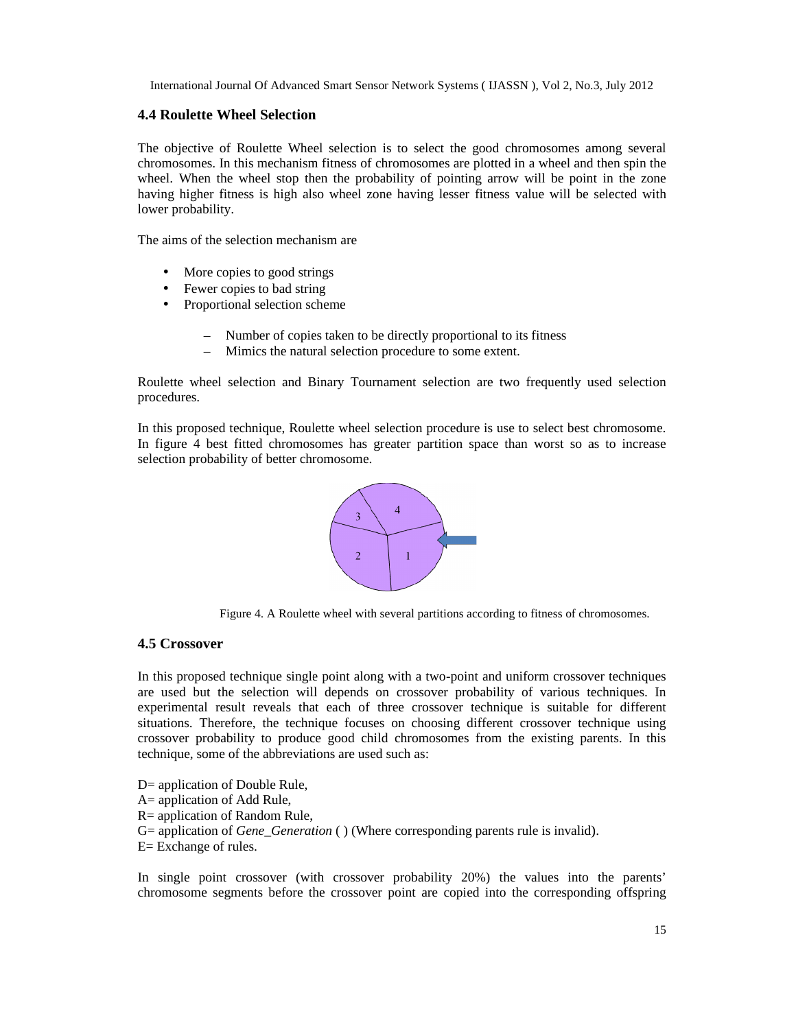### 4.4 Roulette Wheel Selection

The objective of Roulette Wheel selection is to select the good chromosomes among several chromosomes. In this mechanism fitness of chromosomes are plotted in a wheel and then spin the wheel. When the wheel stop then the probability of pointing arrow will be point in the zone having higher fitness is high also wheel zone having lesser fitness value will be selected with lower probability.

The aims of the selection mechanism are

- More copies to good strings
- Fewer copies to bad string
- Proportional selection scheme
    - Number of copies taken to be directly proportional to its fitness
    - Mimics the natural selection procedure to some extent.

Roulette wheel selection and Binary Tournament selection are two frequently used selection procedures.

In this proposed technique, Roulette wheel selection procedure is use to select best chromosome. In figure 4 best fitted chromosomes has greater partition space than worst so as to increase selection probability of better chromosome.

Figure 4. A Roulette wheel with several partitions according to fitness of chromosomes.

### 4.5 Crossover

In this proposed technique single point along with a two-point and uniform crossover techniques are used but the selection will depends on crossover probability of various techniques. In experimental result reveals that each of three crossover technique is suitable for different situations. Therefore, the technique focuses on choosing different crossover technique using crossover probability to produce good child chromosomes from the existing parents. In this technique, some of the abbreviations are used such as:

D= application of Double Rule,
A= application of Add Rule,
R= application of Random Rule,
G= application of *Gene_Generation* ( ) (Where corresponding parents rule is invalid).
E= Exchange of rules.

In single point crossover (with crossover probability 20%) the values into the parents' chromosome segments before the crossover point are copied into the corresponding offspring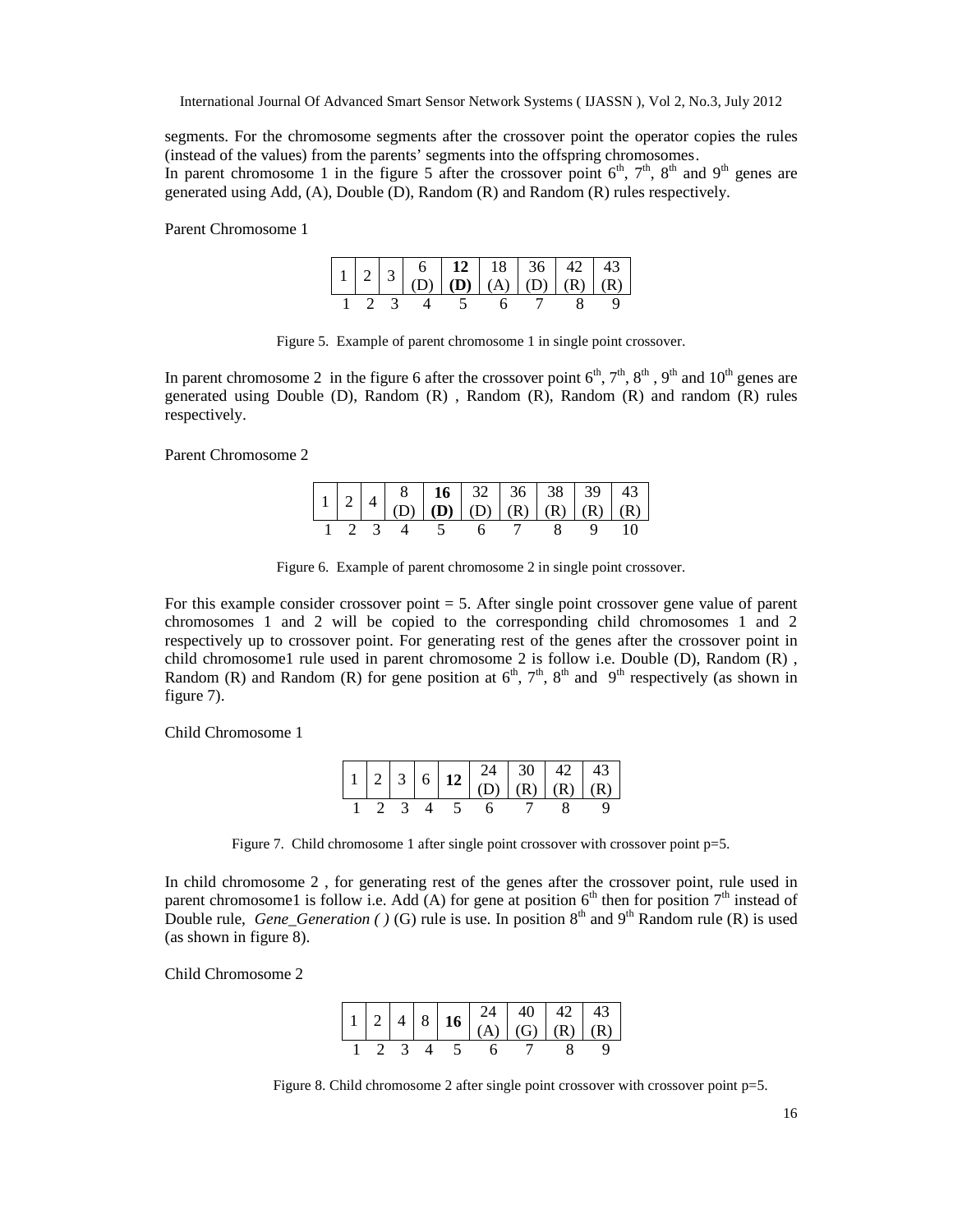segments. For the chromosome segments after the crossover point the operator copies the rules (instead of the values) from the parents' segments into the offspring chromosomes.
In parent chromosome 1 in the figure 5 after the crossover point 6th, 7th, 8th and 9th genes are generated using Add, (A), Double (D), Random (R) and Random (R) rules respectively.

Parent Chromosome 1

| 1 | 2 | 3 | 6 (D) | **12 (D)** | 18 (A) | 36 (D) | 42 (R) | 43 (R) |
|---|---|---|---|---|---|---|---|---|
| 1 | 2 | 3 | 4 | 5 | 6 | 7 | 8 | 9 |

Figure 5. Example of parent chromosome 1 in single point crossover.

In parent chromosome 2 in the figure 6 after the crossover point 6th, 7th, 8th, 9th and 10th genes are generated using Double (D), Random (R) , Random (R), Random (R) and random (R) rules respectively.

Parent Chromosome 2

| 1 | 2 | 4 | 8 (D) | **16 (D)** | 32 (D) | 36 (R) | 38 (R) | 39 (R) | 43 (R) |
|---|---|---|---|---|---|---|---|---|---|
| 1 | 2 | 3 | 4 | 5 | 6 | 7 | 8 | 9 | 10 |

Figure 6. Example of parent chromosome 2 in single point crossover.

For this example consider crossover point = 5. After single point crossover gene value of parent chromosomes 1 and 2 will be copied to the corresponding child chromosomes 1 and 2 respectively up to crossover point. For generating rest of the genes after the crossover point in child chromosome1 rule used in parent chromosome 2 is follow i.e. Double (D), Random (R) , Random (R) and Random (R) for gene position at 6th, 7th, 8th and 9th respectively (as shown in figure 7).

Child Chromosome 1

| 1 | 2 | 3 | 6 | **12** | 24 (D) | 30 (R) | 42 (R) | 43 (R) |
|---|---|---|---|---|---|---|---|---|
| 1 | 2 | 3 | 4 | 5 | 6 | 7 | 8 | 9 |

Figure 7. Child chromosome 1 after single point crossover with crossover point p=5.

In child chromosome 2 , for generating rest of the genes after the crossover point, rule used in parent chromosome1 is follow i.e. Add (A) for gene at position 6th then for position 7th instead of Double rule, *Gene_Generation ( )* (G) rule is use. In position 8th and 9th Random rule (R) is used (as shown in figure 8).

Child Chromosome 2

| 1 | 2 | 4 | 8 | **16** | 24 (A) | 40 (G) | 42 (R) | 43 (R) |
|---|---|---|---|---|---|---|---|---|
| 1 | 2 | 3 | 4 | 5 | 6 | 7 | 8 | 9 |

Figure 8. Child chromosome 2 after single point crossover with crossover point p=5.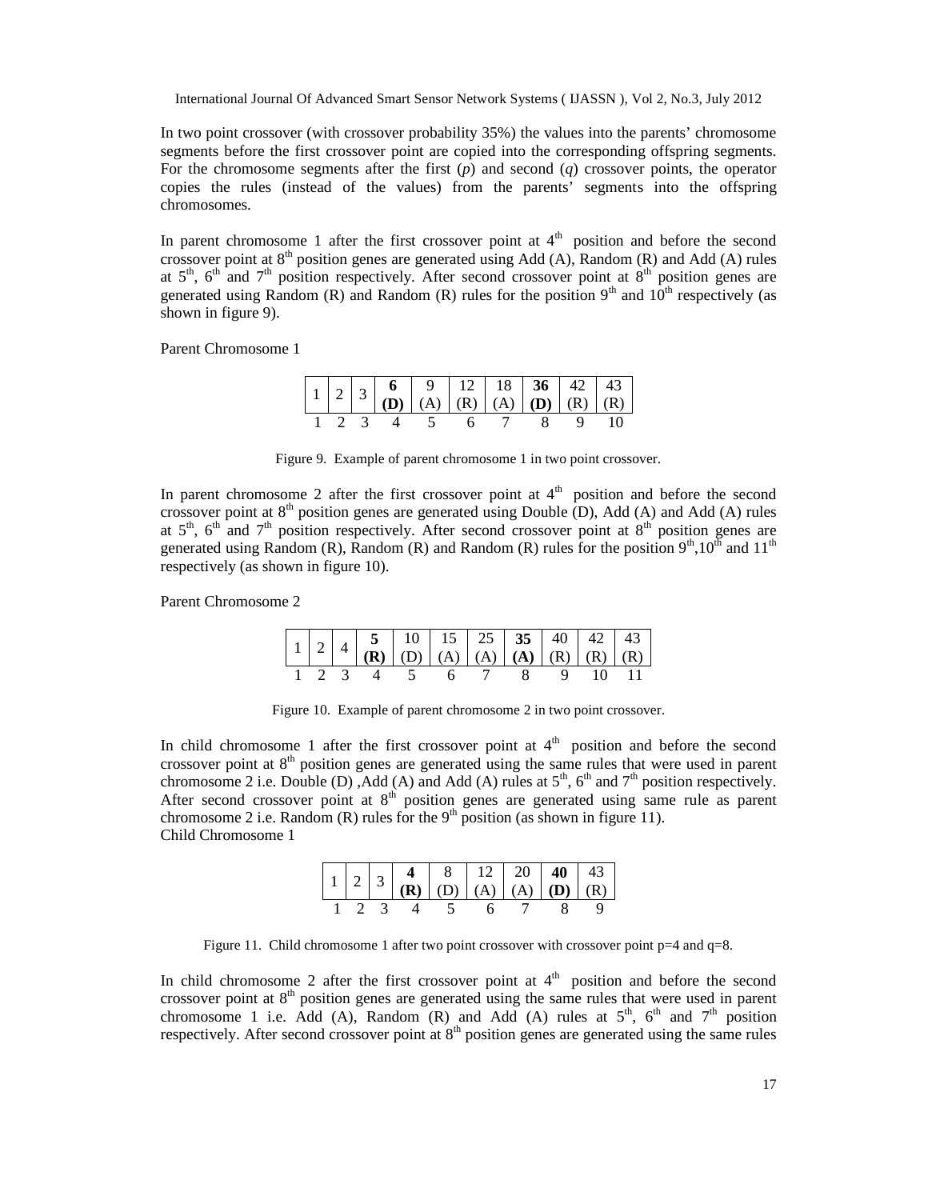In two point crossover (with crossover probability 35%) the values into the parents' chromosome segments before the first crossover point are copied into the corresponding offspring segments. For the chromosome segments after the first (*p*) and second (*q*) crossover points, the operator copies the rules (instead of the values) from the parents' segments into the offspring chromosomes.

In parent chromosome 1 after the first crossover point at 4$^{th}$ position and before the second crossover point at 8$^{th}$ position genes are generated using Add (A), Random (R) and Add (A) rules at 5$^{th}$, 6$^{th}$ and 7$^{th}$ position respectively. After second crossover point at 8$^{th}$ position genes are generated using Random (R) and Random (R) rules for the position 9$^{th}$ and 10$^{th}$ respectively (as shown in figure 9).

Parent Chromosome 1

| 1 | 2 | 3 | **6 (D)** | 9 (A) | 12 (R) | 18 (A) | **36 (D)** | 42 (R) | 43 (R) |
|---|---|---|---|---|---|---|---|---|---|
| 1 | 2 | 3 | 4 | 5 | 6 | 7 | 8 | 9 | 10 |

Figure 9. Example of parent chromosome 1 in two point crossover.

In parent chromosome 2 after the first crossover point at 4$^{th}$ position and before the second crossover point at 8$^{th}$ position genes are generated using Double (D), Add (A) and Add (A) rules at 5$^{th}$, 6$^{th}$ and 7$^{th}$ position respectively. After second crossover point at 8$^{th}$ position genes are generated using Random (R), Random (R) and Random (R) rules for the position 9$^{th}$,10$^{th}$ and 11$^{th}$ respectively (as shown in figure 10).

Parent Chromosome 2

| 1 | 2 | 4 | **5 (R)** | 10 (D) | 15 (A) | 25 (A) | **35 (A)** | 40 (R) | 42 (R) | 43 (R) |
|---|---|---|---|---|---|---|---|---|---|---|
| 1 | 2 | 3 | 4 | 5 | 6 | 7 | 8 | 9 | 10 | 11 |

Figure 10. Example of parent chromosome 2 in two point crossover.

In child chromosome 1 after the first crossover point at 4$^{th}$ position and before the second crossover point at 8$^{th}$ position genes are generated using the same rules that were used in parent chromosome 2 i.e. Double (D) ,Add (A) and Add (A) rules at 5$^{th}$, 6$^{th}$ and 7$^{th}$ position respectively. After second crossover point at 8$^{th}$ position genes are generated using same rule as parent chromosome 2 i.e. Random (R) rules for the 9$^{th}$ position (as shown in figure 11).

Child Chromosome 1

| 1 | 2 | 3 | **4 (R)** | 8 (D) | 12 (A) | 20 (A) | **40 (D)** | 43 (R) |
|---|---|---|---|---|---|---|---|---|
| 1 | 2 | 3 | 4 | 5 | 6 | 7 | 8 | 9 |

Figure 11. Child chromosome 1 after two point crossover with crossover point p=4 and q=8.

In child chromosome 2 after the first crossover point at 4$^{th}$ position and before the second crossover point at 8$^{th}$ position genes are generated using the same rules that were used in parent chromosome 1 i.e. Add (A), Random (R) and Add (A) rules at 5$^{th}$, 6$^{th}$ and 7$^{th}$ position respectively. After second crossover point at 8$^{th}$ position genes are generated using the same rules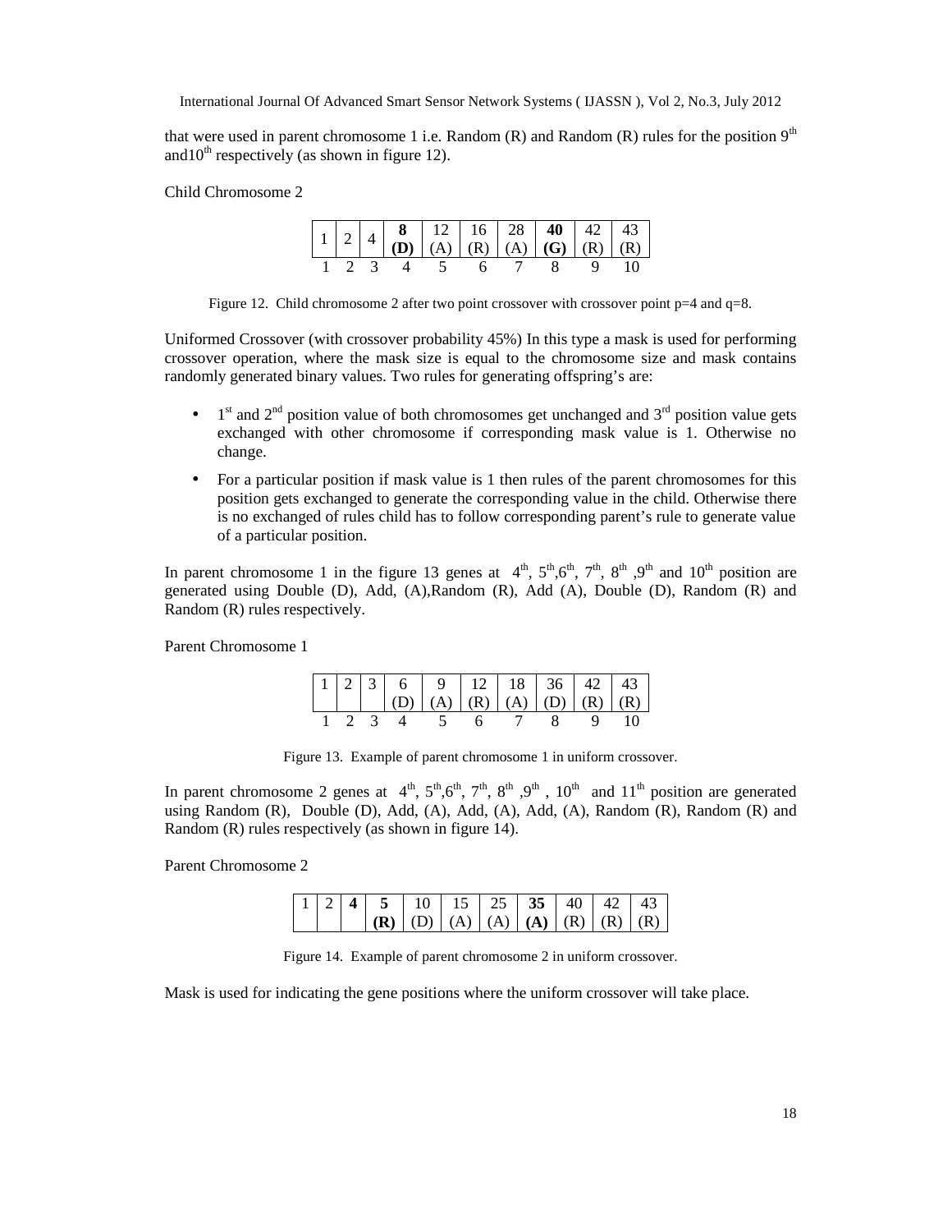that were used in parent chromosome 1 i.e. Random (R) and Random (R) rules for the position 9th and10th respectively (as shown in figure 12).

Child Chromosome 2

| 1 | 2 | 4 | **8** **(D)** | 12 (A) | 16 (R) | 28 (A) | **40** **(G)** | 42 (R) | 43 (R) |
|---|---|---|---|---|---|---|---|---|---|
| 1 | 2 | 3 | 4 | 5 | 6 | 7 | 8 | 9 | 10 |

Figure 12. Child chromosome 2 after two point crossover with crossover point p=4 and q=8.

Uniformed Crossover (with crossover probability 45%) In this type a mask is used for performing crossover operation, where the mask size is equal to the chromosome size and mask contains randomly generated binary values. Two rules for generating offspring's are:

- 1st and 2nd position value of both chromosomes get unchanged and 3rd position value gets exchanged with other chromosome if corresponding mask value is 1. Otherwise no change.
- For a particular position if mask value is 1 then rules of the parent chromosomes for this position gets exchanged to generate the corresponding value in the child. Otherwise there is no exchanged of rules child has to follow corresponding parent's rule to generate value of a particular position.

In parent chromosome 1 in the figure 13 genes at 4th, 5th,6th, 7th, 8th ,9th and 10th position are generated using Double (D), Add, (A),Random (R), Add (A), Double (D), Random (R) and Random (R) rules respectively.

Parent Chromosome 1

| 1 | 2 | 3 | 6 (D) | 9 (A) | 12 (R) | 18 (A) | 36 (D) | 42 (R) | 43 (R) |
|---|---|---|---|---|---|---|---|---|---|
| 1 | 2 | 3 | 4 | 5 | 6 | 7 | 8 | 9 | 10 |

Figure 13. Example of parent chromosome 1 in uniform crossover.

In parent chromosome 2 genes at 4th, 5th,6th, 7th, 8th ,9th , 10th and 11th position are generated using Random (R), Double (D), Add, (A), Add, (A), Add, (A), Random (R), Random (R) and Random (R) rules respectively (as shown in figure 14).

Parent Chromosome 2

| 1 | 2 | **4** | **5** **(R)** | 10 (D) | 15 (A) | 25 (A) | **35** **(A)** | 40 (R) | 42 (R) | 43 (R) |
|---|---|---|---|---|---|---|---|---|---|---|

Figure 14. Example of parent chromosome 2 in uniform crossover.

Mask is used for indicating the gene positions where the uniform crossover will take place.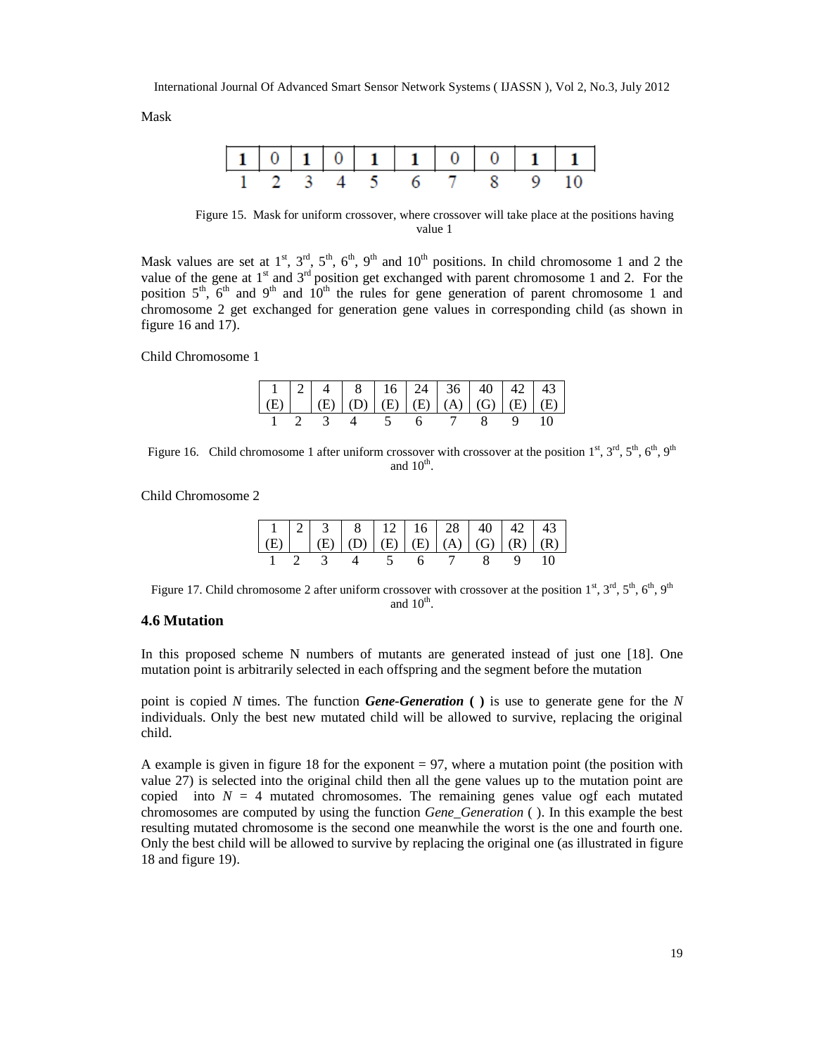Mask

| 1 | 0 | 1 | 0 | 1 | 1 | 0 | 0 | 1 | 1 |
|---|---|---|---|---|---|---|---|---|---|
| 1 | 2 | 3 | 4 | 5 | 6 | 7 | 8 | 9 | 10 |

Figure 15. Mask for uniform crossover, where crossover will take place at the positions having value 1

Mask values are set at 1st, 3rd, 5th, 6th, 9th and 10th positions. In child chromosome 1 and 2 the value of the gene at 1st and 3rd position get exchanged with parent chromosome 1 and 2. For the position 5th, 6th and 9th and 10th the rules for gene generation of parent chromosome 1 and chromosome 2 get exchanged for generation gene values in corresponding child (as shown in figure 16 and 17).

Child Chromosome 1

| 1 (E) | 2 | 4 (E) | 8 (D) | 16 (E) | 24 (E) | 36 (A) | 40 (G) | 42 (E) | 43 (E) |
|---|---|---|---|---|---|---|---|---|---|
| 1 | 2 | 3 | 4 | 5 | 6 | 7 | 8 | 9 | 10 |

Figure 16. Child chromosome 1 after uniform crossover with crossover at the position 1st, 3rd, 5th, 6th, 9th and 10th.

Child Chromosome 2

| 1 (E) | 2 | 3 (E) | 8 (D) | 12 (E) | 16 (E) | 28 (A) | 40 (G) | 42 (R) | 43 (R) |
|---|---|---|---|---|---|---|---|---|---|
| 1 | 2 | 3 | 4 | 5 | 6 | 7 | 8 | 9 | 10 |

Figure 17. Child chromosome 2 after uniform crossover with crossover at the position 1st, 3rd, 5th, 6th, 9th and 10th.

### 4.6 Mutation

In this proposed scheme N numbers of mutants are generated instead of just one [18]. One mutation point is arbitrarily selected in each offspring and the segment before the mutation

point is copied *N* times. The function ***Gene-Generation* ( )** is use to generate gene for the *N* individuals. Only the best new mutated child will be allowed to survive, replacing the original child.

A example is given in figure 18 for the exponent = 97, where a mutation point (the position with value 27) is selected into the original child then all the gene values up to the mutation point are copied into *N* = 4 mutated chromosomes. The remaining genes value ogf each mutated chromosomes are computed by using the function *Gene_Generation* ( ). In this example the best resulting mutated chromosome is the second one meanwhile the worst is the one and fourth one. Only the best child will be allowed to survive by replacing the original one (as illustrated in figure 18 and figure 19).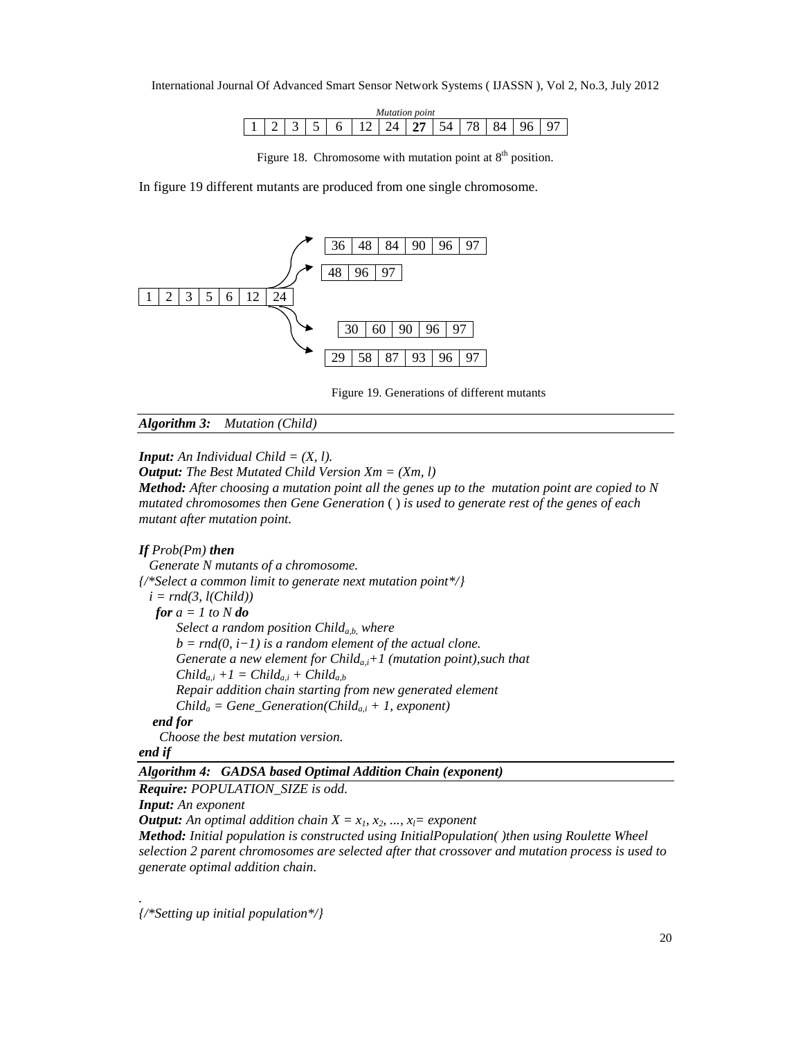| | | | | | | | *Mutation point* | | | | | |
|---|---|---|---|---|---|---|---|---|---|---|---|---|
| 1 | 2 | 3 | 5 | 6 | 12 | 24 | **27** | 54 | 78 | 84 | 96 | 97 |

Figure 18. Chromosome with mutation point at 8th position.

In figure 19 different mutants are produced from one single chromosome.

| 1 | 2 | 3 | 5 | 6 | 12 | 24 |
|---|---|---|---|---|---|---|

Mutants:

| 36 | 48 | 84 | 90 | 96 | 97 |
|---|---|---|---|---|---|

| 48 | 96 | 97 |
|---|---|---|

| 30 | 60 | 90 | 96 | 97 |
|---|---|---|---|---|

| 29 | 58 | 87 | 93 | 96 | 97 |
|---|---|---|---|---|---|

Figure 19. Generations of different mutants

***Algorithm 3:*** *Mutation (Child)*

***Input:*** *An Individual Child = (X, l).*
***Output:*** *The Best Mutated Child Version Xm = (Xm, l)*
***Method:*** *After choosing a mutation point all the genes up to the mutation point are copied to N mutated chromosomes then Gene Generation ( ) is used to generate rest of the genes of each mutant after mutation point.*

```
If Prob(Pm) then
   Generate N mutants of a chromosome.
{/*Select a common limit to generate next mutation point*/}
   i = rnd(3, l(Child))
   for a = 1 to N do
       Select a random position Child_{a,b}, where
       b = rnd(0, i−1) is a random element of the actual clone.
       Generate a new element for Child_{a,i}+1 (mutation point), such that
       Child_{a,i} +1 = Child_{a,i} + Child_{a,b}
       Repair addition chain starting from new generated element
       Child_a = Gene_Generation(Child_{a,i} + 1, exponent)
   end for
   Choose the best mutation version.
end if
```

***Algorithm 4: GADSA based Optimal Addition Chain (exponent)***

***Require:*** *POPULATION_SIZE is odd.*
***Input:*** *An exponent*
***Output:*** *An optimal addition chain $X = x_1, x_2, \ldots, x_l = exponent$*
***Method:*** *Initial population is constructed using InitialPopulation( )then using Roulette Wheel selection 2 parent chromosomes are selected after that crossover and mutation process is used to generate optimal addition chain.*

.
*{/*Setting up initial population*/}*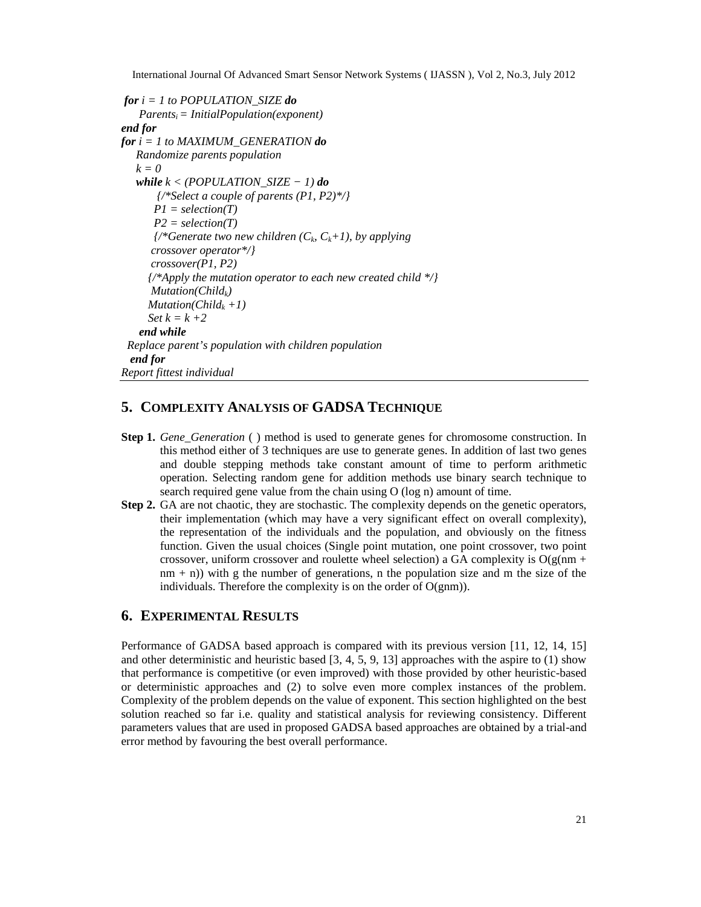```
for i = 1 to POPULATION_SIZE do
    Parents_i = InitialPopulation(exponent)
end for
for i = 1 to MAXIMUM_GENERATION do
    Randomize parents population
    k = 0
    while k < (POPULATION_SIZE − 1) do
        {/*Select a couple of parents (P1, P2)*/}
        P1 = selection(T)
        P2 = selection(T)
        {/*Generate two new children (C_k, C_k+1), by applying
        crossover operator*/}
        crossover(P1, P2)
        {/*Apply the mutation operator to each new created child */}
        Mutation(Child_k)
        Mutation(Child_k +1)
        Set k = k +2
    end while
  Replace parent's population with children population
  end for
Report fittest individual
```

## 5. Complexity Analysis of GADSA Technique

**Step 1.** *Gene_Generation* ( ) method is used to generate genes for chromosome construction. In this method either of 3 techniques are use to generate genes. In addition of last two genes and double stepping methods take constant amount of time to perform arithmetic operation. Selecting random gene for addition methods use binary search technique to search required gene value from the chain using O (log n) amount of time.

**Step 2.** GA are not chaotic, they are stochastic. The complexity depends on the genetic operators, their implementation (which may have a very significant effect on overall complexity), the representation of the individuals and the population, and obviously on the fitness function. Given the usual choices (Single point mutation, one point crossover, two point crossover, uniform crossover and roulette wheel selection) a GA complexity is $O(g(nm + nm + n))$ with g the number of generations, n the population size and m the size of the individuals. Therefore the complexity is on the order of $O(gnm)$).

## 6. Experimental Results

Performance of GADSA based approach is compared with its previous version [11, 12, 14, 15] and other deterministic and heuristic based [3, 4, 5, 9, 13] approaches with the aspire to (1) show that performance is competitive (or even improved) with those provided by other heuristic-based or deterministic approaches and (2) to solve even more complex instances of the problem. Complexity of the problem depends on the value of exponent. This section highlighted on the best solution reached so far i.e. quality and statistical analysis for reviewing consistency. Different parameters values that are used in proposed GADSA based approaches are obtained by a trial-and error method by favouring the best overall performance.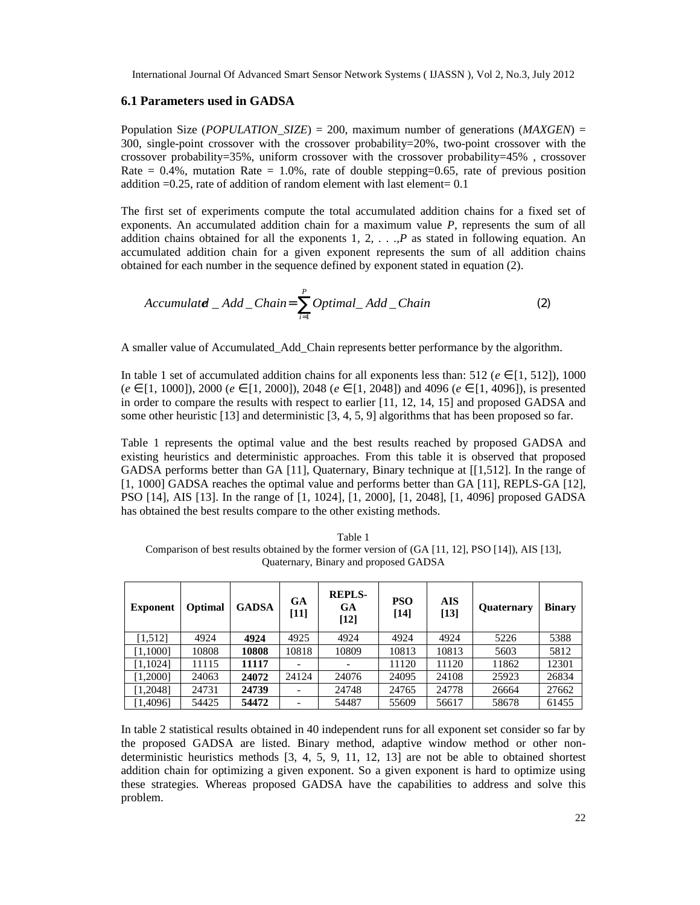### 6.1 Parameters used in GADSA

Population Size (*POPULATION_SIZE*) = 200, maximum number of generations (*MAXGEN*) = 300, single-point crossover with the crossover probability=20%, two-point crossover with the crossover probability=35%, uniform crossover with the crossover probability=45% , crossover Rate = 0.4%, mutation Rate = 1.0%, rate of double stepping=0.65, rate of previous position addition =0.25, rate of addition of random element with last element= 0.1

The first set of experiments compute the total accumulated addition chains for a fixed set of exponents. An accumulated addition chain for a maximum value *P*, represents the sum of all addition chains obtained for all the exponents 1, 2, . . .,*P* as stated in following equation. An accumulated addition chain for a given exponent represents the sum of all addition chains obtained for each number in the sequence defined by exponent stated in equation (2).

$$Accumulated\_Add\_Chain = \sum_{i=1}^{P} Optimal\_Add\_Chain \qquad (2)$$

A smaller value of Accumulated_Add_Chain represents better performance by the algorithm.

In table 1 set of accumulated addition chains for all exponents less than: 512 ($e \in [1, 512]$), 1000 ($e \in [1, 1000]$), 2000 ($e \in [1, 2000]$), 2048 ($e \in [1, 2048]$) and 4096 ($e \in [1, 4096]$), is presented in order to compare the results with respect to earlier [11, 12, 14, 15] and proposed GADSA and some other heuristic [13] and deterministic [3, 4, 5, 9] algorithms that has been proposed so far.

Table 1 represents the optimal value and the best results reached by proposed GADSA and existing heuristics and deterministic approaches. From this table it is observed that proposed GADSA performs better than GA [11], Quaternary, Binary technique at [[1,512]. In the range of [1, 1000] GADSA reaches the optimal value and performs better than GA [11], REPLS-GA [12], PSO [14], AIS [13]. In the range of [1, 1024], [1, 2000], [1, 2048], [1, 4096] proposed GADSA has obtained the best results compare to the other existing methods.

Table 1
Comparison of best results obtained by the former version of (GA [11, 12], PSO [14]), AIS [13], Quaternary, Binary and proposed GADSA

| Exponent | Optimal | GADSA | GA [11] | REPLS-GA [12] | PSO [14] | AIS [13] | Quaternary | Binary |
|---|---|---|---|---|---|---|---|---|
| [1,512] | 4924 | **4924** | 4925 | 4924 | 4924 | 4924 | 5226 | 5388 |
| [1,1000] | 10808 | **10808** | 10818 | 10809 | 10813 | 10813 | 5603 | 5812 |
| [1,1024] | 11115 | **11117** | - | - | 11120 | 11120 | 11862 | 12301 |
| [1,2000] | 24063 | **24072** | 24124 | 24076 | 24095 | 24108 | 25923 | 26834 |
| [1,2048] | 24731 | **24739** | - | 24748 | 24765 | 24778 | 26664 | 27662 |
| [1,4096] | 54425 | **54472** | - | 54487 | 55609 | 56617 | 58678 | 61455 |

In table 2 statistical results obtained in 40 independent runs for all exponent set consider so far by the proposed GADSA are listed. Binary method, adaptive window method or other non-deterministic heuristics methods [3, 4, 5, 9, 11, 12, 13] are not be able to obtained shortest addition chain for optimizing a given exponent. So a given exponent is hard to optimize using these strategies. Whereas proposed GADSA have the capabilities to address and solve this problem.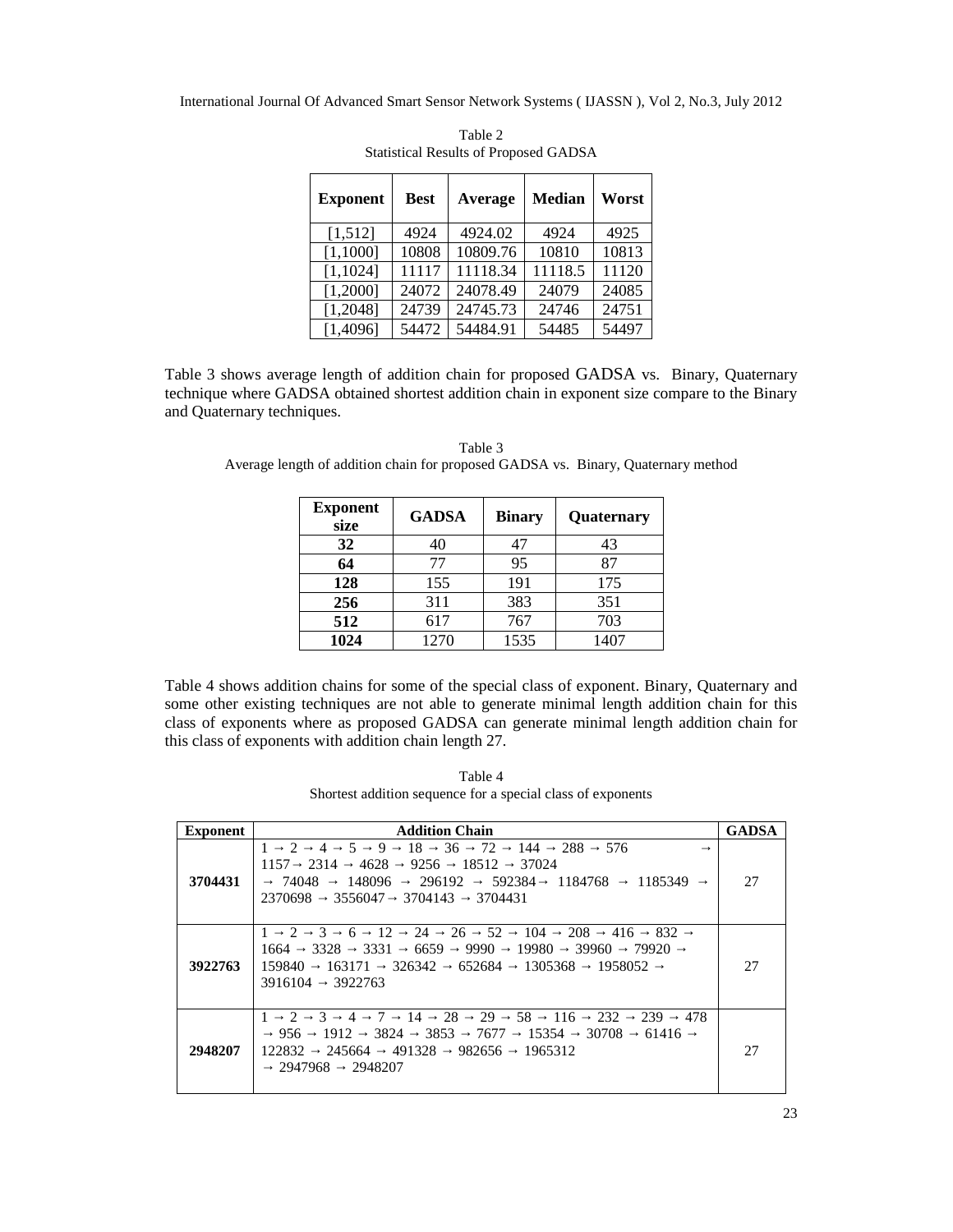Table 2
Statistical Results of Proposed GADSA

| Exponent | Best | Average | Median | Worst |
|---|---|---|---|---|
| [1,512] | 4924 | 4924.02 | 4924 | 4925 |
| [1,1000] | 10808 | 10809.76 | 10810 | 10813 |
| [1,1024] | 11117 | 11118.34 | 11118.5 | 11120 |
| [1,2000] | 24072 | 24078.49 | 24079 | 24085 |
| [1,2048] | 24739 | 24745.73 | 24746 | 24751 |
| [1,4096] | 54472 | 54484.91 | 54485 | 54497 |

Table 3 shows average length of addition chain for proposed GADSA vs. Binary, Quaternary technique where GADSA obtained shortest addition chain in exponent size compare to the Binary and Quaternary techniques.

Table 3
Average length of addition chain for proposed GADSA vs. Binary, Quaternary method

| Exponent size | GADSA | Binary | Quaternary |
|---|---|---|---|
| **32** | 40 | 47 | 43 |
| **64** | 77 | 95 | 87 |
| **128** | 155 | 191 | 175 |
| **256** | 311 | 383 | 351 |
| **512** | 617 | 767 | 703 |
| **1024** | 1270 | 1535 | 1407 |

Table 4 shows addition chains for some of the special class of exponent. Binary, Quaternary and some other existing techniques are not able to generate minimal length addition chain for this class of exponents where as proposed GADSA can generate minimal length addition chain for this class of exponents with addition chain length 27.

Table 4
Shortest addition sequence for a special class of exponents

| Exponent | Addition Chain | GADSA |
|---|---|---|
| **3704431** | 1 → 2 → 4 → 5 → 9 → 18 → 36 → 72 → 144 → 288 → 576 → 1157→ 2314 → 4628 → 9256 → 18512 → 37024 → 74048 → 148096 → 296192 → 592384→ 1184768 → 1185349 → 2370698 → 3556047→ 3704143 → 3704431 | 27 |
| **3922763** | 1 → 2 → 3 → 6 → 12 → 24 → 26 → 52 → 104 → 208 → 416 → 832 → 1664 → 3328 → 3331 → 6659 → 9990 → 19980 → 39960 → 79920 → 159840 → 163171 → 326342 → 652684 → 1305368 → 1958052 → 3916104 → 3922763 | 27 |
| **2948207** | 1 → 2 → 3 → 4 → 7 → 14 → 28 → 29 → 58 → 116 → 232 → 239 → 478 → 956 → 1912 → 3824 → 3853 → 7677 → 15354 → 30708 → 61416 → 122832 → 245664 → 491328 → 982656 → 1965312 → 2947968 → 2948207 | 27 |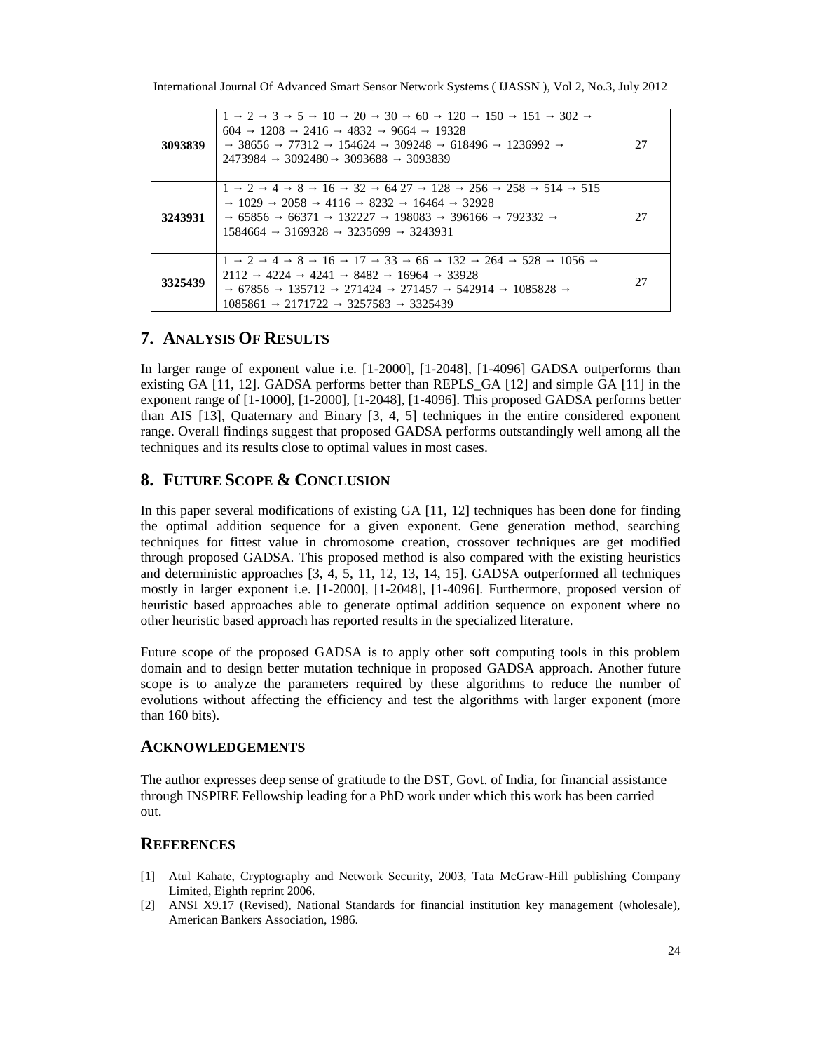| | | |
|---|---|---|
| **3093839** | 1 → 2 → 3 → 5 → 10 → 20 → 30 → 60 → 120 → 150 → 151 → 302 → 604 → 1208 → 2416 → 4832 → 9664 → 19328 → 38656 → 77312 → 154624 → 309248 → 618496 → 1236992 → 2473984 → 3092480→ 3093688 → 3093839 | 27 |
| **3243931** | 1 → 2 → 4 → 8 → 16 → 32 → 64 27 → 128 → 256 → 258 → 514 → 515 → 1029 → 2058 → 4116 → 8232 → 16464 → 32928 → 65856 → 66371 → 132227 → 198083 → 396166 → 792332 → 1584664 → 3169328 → 3235699 → 3243931 | 27 |
| **3325439** | 1 → 2 → 4 → 8 → 16 → 17 → 33 → 66 → 132 → 264 → 528 → 1056 → 2112 → 4224 → 4241 → 8482 → 16964 → 33928 → 67856 → 135712 → 271424 → 271457 → 542914 → 1085828 → 1085861 → 2171722 → 3257583 → 3325439 | 27 |

## 7. Analysis Of Results

In larger range of exponent value i.e. [1-2000], [1-2048], [1-4096] GADSA outperforms than existing GA [11, 12]. GADSA performs better than REPLS_GA [12] and simple GA [11] in the exponent range of [1-1000], [1-2000], [1-2048], [1-4096]. This proposed GADSA performs better than AIS [13], Quaternary and Binary [3, 4, 5] techniques in the entire considered exponent range. Overall findings suggest that proposed GADSA performs outstandingly well among all the techniques and its results close to optimal values in most cases.

## 8. Future Scope & Conclusion

In this paper several modifications of existing GA [11, 12] techniques has been done for finding the optimal addition sequence for a given exponent. Gene generation method, searching techniques for fittest value in chromosome creation, crossover techniques are get modified through proposed GADSA. This proposed method is also compared with the existing heuristics and deterministic approaches [3, 4, 5, 11, 12, 13, 14, 15]. GADSA outperformed all techniques mostly in larger exponent i.e. [1-2000], [1-2048], [1-4096]. Furthermore, proposed version of heuristic based approaches able to generate optimal addition sequence on exponent where no other heuristic based approach has reported results in the specialized literature.

Future scope of the proposed GADSA is to apply other soft computing tools in this problem domain and to design better mutation technique in proposed GADSA approach. Another future scope is to analyze the parameters required by these algorithms to reduce the number of evolutions without affecting the efficiency and test the algorithms with larger exponent (more than 160 bits).

## Acknowledgements

The author expresses deep sense of gratitude to the DST, Govt. of India, for financial assistance through INSPIRE Fellowship leading for a PhD work under which this work has been carried out.

## References

[1] Atul Kahate, Cryptography and Network Security, 2003, Tata McGraw-Hill publishing Company Limited, Eighth reprint 2006.

[2] ANSI X9.17 (Revised), National Standards for financial institution key management (wholesale), American Bankers Association, 1986.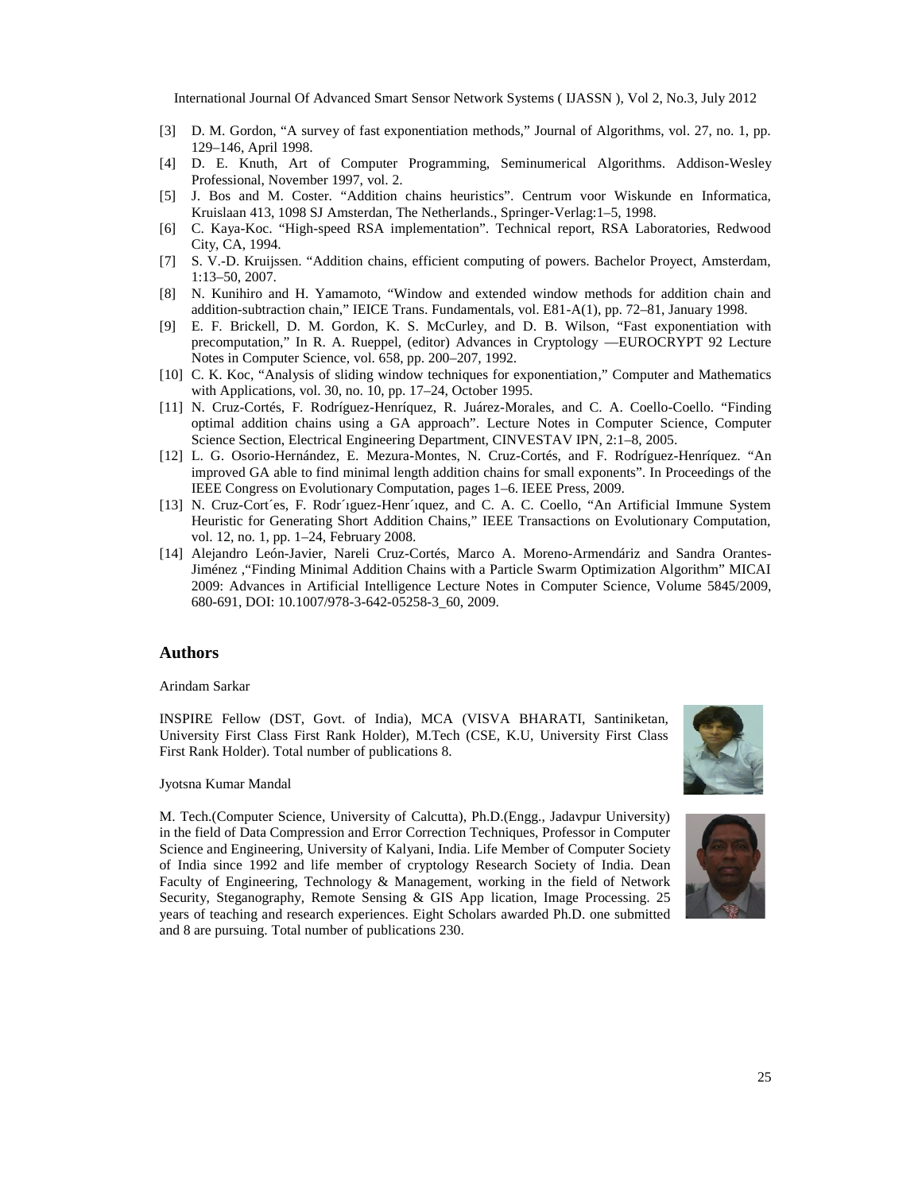[3] D. M. Gordon, "A survey of fast exponentiation methods," Journal of Algorithms, vol. 27, no. 1, pp. 129–146, April 1998.

[4] D. E. Knuth, Art of Computer Programming, Seminumerical Algorithms. Addison-Wesley Professional, November 1997, vol. 2.

[5] J. Bos and M. Coster. "Addition chains heuristics". Centrum voor Wiskunde en Informatica, Kruislaan 413, 1098 SJ Amsterdan, The Netherlands., Springer-Verlag:1–5, 1998.

[6] C. Kaya-Koc. "High-speed RSA implementation". Technical report, RSA Laboratories, Redwood City, CA, 1994.

[7] S. V.-D. Kruijssen. "Addition chains, efficient computing of powers. Bachelor Proyect, Amsterdam, 1:13–50, 2007.

[8] N. Kunihiro and H. Yamamoto, "Window and extended window methods for addition chain and addition-subtraction chain," IEICE Trans. Fundamentals, vol. E81-A(1), pp. 72–81, January 1998.

[9] E. F. Brickell, D. M. Gordon, K. S. McCurley, and D. B. Wilson, "Fast exponentiation with precomputation," In R. A. Rueppel, (editor) Advances in Cryptology —EUROCRYPT 92 Lecture Notes in Computer Science, vol. 658, pp. 200–207, 1992.

[10] C. K. Koc, "Analysis of sliding window techniques for exponentiation," Computer and Mathematics with Applications, vol. 30, no. 10, pp. 17–24, October 1995.

[11] N. Cruz-Cortés, F. Rodríguez-Henríquez, R. Juárez-Morales, and C. A. Coello-Coello. "Finding optimal addition chains using a GA approach". Lecture Notes in Computer Science, Computer Science Section, Electrical Engineering Department, CINVESTAV IPN, 2:1–8, 2005.

[12] L. G. Osorio-Hernández, E. Mezura-Montes, N. Cruz-Cortés, and F. Rodríguez-Henríquez. "An improved GA able to find minimal length addition chains for small exponents". In Proceedings of the IEEE Congress on Evolutionary Computation, pages 1–6. IEEE Press, 2009.

[13] N. Cruz-Cort´es, F. Rodr´ıguez-Henr´ıquez, and C. A. C. Coello, "An Artificial Immune System Heuristic for Generating Short Addition Chains," IEEE Transactions on Evolutionary Computation, vol. 12, no. 1, pp. 1–24, February 2008.

[14] Alejandro León-Javier, Nareli Cruz-Cortés, Marco A. Moreno-Armendáriz and Sandra Orantes-Jiménez ,"Finding Minimal Addition Chains with a Particle Swarm Optimization Algorithm" MICAI 2009: Advances in Artificial Intelligence Lecture Notes in Computer Science, Volume 5845/2009, 680-691, DOI: 10.1007/978-3-642-05258-3_60, 2009.

## Authors

Arindam Sarkar

INSPIRE Fellow (DST, Govt. of India), MCA (VISVA BHARATI, Santiniketan, University First Class First Rank Holder), M.Tech (CSE, K.U, University First Class First Rank Holder). Total number of publications 8.

Jyotsna Kumar Mandal

M. Tech.(Computer Science, University of Calcutta), Ph.D.(Engg., Jadavpur University) in the field of Data Compression and Error Correction Techniques, Professor in Computer Science and Engineering, University of Kalyani, India. Life Member of Computer Society of India since 1992 and life member of cryptology Research Society of India. Dean Faculty of Engineering, Technology & Management, working in the field of Network Security, Steganography, Remote Sensing & GIS App lication, Image Processing. 25 years of teaching and research experiences. Eight Scholars awarded Ph.D. one submitted and 8 are pursuing. Total number of publications 230.